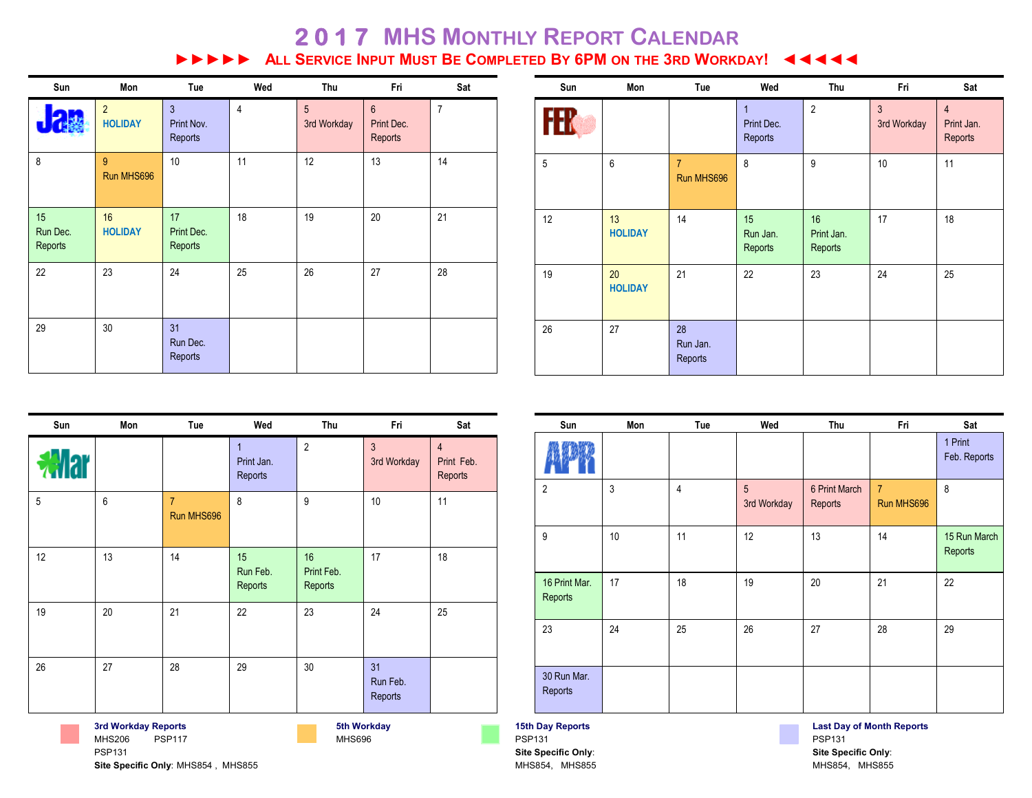# 2017 MHS Monthly Report Calendar

**►►►►► All Service Input Must Be Completed By 6PM on the 3rd Workday! ◄◄◄◄◄**

## Jan

| Sun | Mon | Tue | Wed | Thu | Fri | Sat |
|---|---|---|---|---|---|---|
| Jan | 2 HOLIDAY | 3 Print Nov. Reports | 4 | 5 3rd Workday | 6 Print Dec. Reports | 7 |
| 8 | 9 Run MHS696 | 10 | 11 | 12 | 13 | 14 |
| 15 Run Dec. Reports | 16 HOLIDAY | 17 Print Dec. Reports | 18 | 19 | 20 | 21 |
| 22 | 23 | 24 | 25 | 26 | 27 | 28 |
| 29 | 30 | 31 Run Dec. Reports | | | | |

## Feb

| Sun | Mon | Tue | Wed | Thu | Fri | Sat |
|---|---|---|---|---|---|---|
| FEB | | | 1 Print Dec. Reports | 2 | 3 3rd Workday | 4 Print Jan. Reports |
| 5 | 6 | 7 Run MHS696 | 8 | 9 | 10 | 11 |
| 12 | 13 HOLIDAY | 14 | 15 Run Jan. Reports | 16 Print Jan. Reports | 17 | 18 |
| 19 | 20 HOLIDAY | 21 | 22 | 23 | 24 | 25 |
| 26 | 27 | 28 Run Jan. Reports | | | | |

## Mar

| Sun | Mon | Tue | Wed | Thu | Fri | Sat |
|---|---|---|---|---|---|---|
| Mar | | | 1 Print Jan. Reports | 2 | 3 3rd Workday | 4 Print Feb. Reports |
| 5 | 6 | 7 Run MHS696 | 8 | 9 | 10 | 11 |
| 12 | 13 | 14 | 15 Run Feb. Reports | 16 Print Feb. Reports | 17 | 18 |
| 19 | 20 | 21 | 22 | 23 | 24 | 25 |
| 26 | 27 | 28 | 29 | 30 | 31 Run Feb. Reports | |

## Apr

| Sun | Mon | Tue | Wed | Thu | Fri | Sat |
|---|---|---|---|---|---|---|
| APR | | | | | | 1 Print Feb. Reports |
| 2 | 3 | 4 | 5 3rd Workday | 6 Print March Reports | 7 Run MHS696 | 8 |
| 9 | 10 | 11 | 12 | 13 | 14 | 15 Run March Reports |
| 16 Print Mar. Reports | 17 | 18 | 19 | 20 | 21 | 22 |
| 23 | 24 | 25 | 26 | 27 | 28 | 29 |
| 30 Run Mar. Reports | | | | | | |

**3rd Workday Reports**
MHS206 PSP117
PSP131
**Site Specific Only**: MHS854 , MHS855

**5th Workday**
MHS696

**15th Day Reports**
PSP131
**Site Specific Only**:
MHS854, MHS855

**Last Day of Month Reports**
PSP131
**Site Specific Only**:
MHS854, MHS855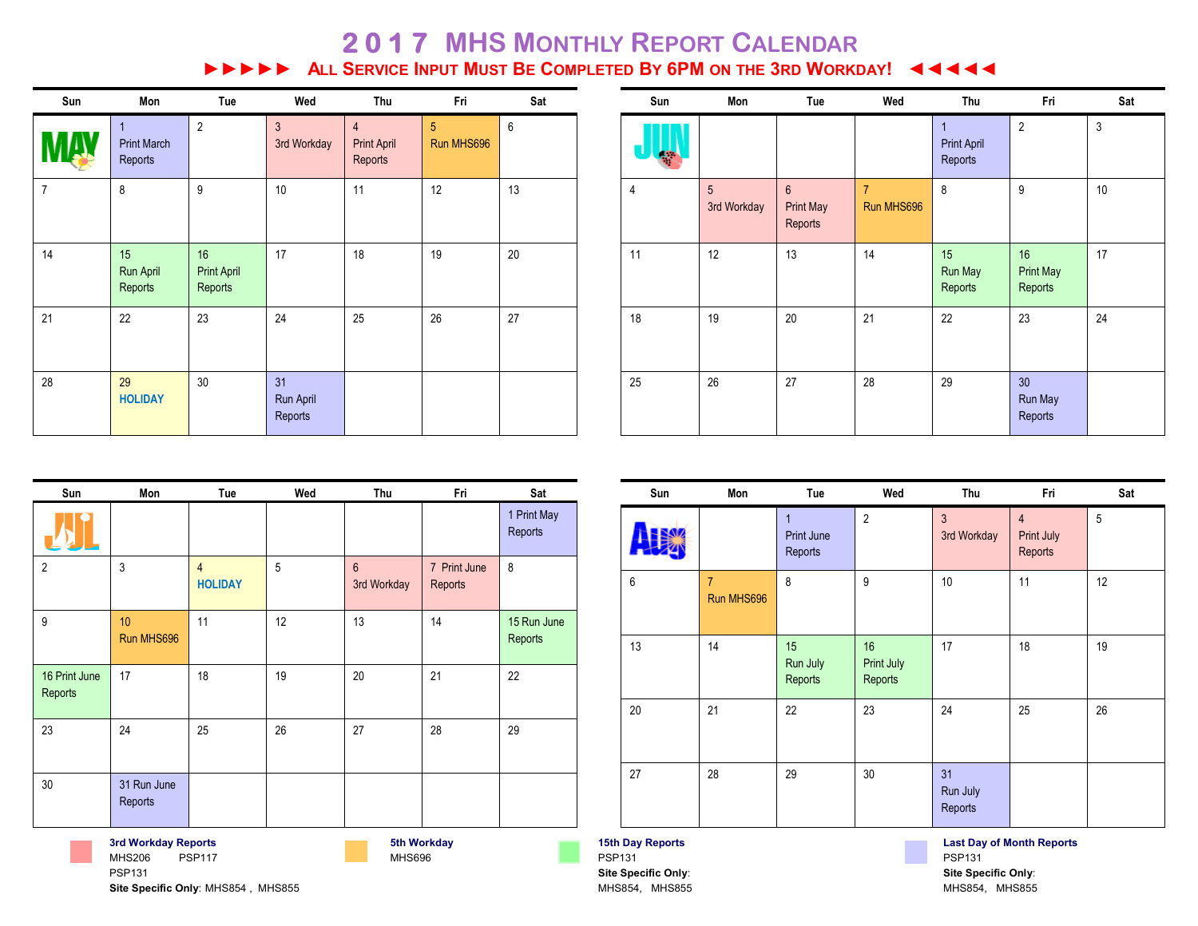# 2017 MHS Monthly Report Calendar

**►►►►► All Service Input Must Be Completed By 6PM on the 3rd Workday! ◄◄◄◄◄**

## MAY

| Sun | Mon | Tue | Wed | Thu | Fri | Sat |
|---|---|---|---|---|---|---|
| MAY | 1 Print March Reports | 2 | 3 3rd Workday | 4 Print April Reports | 5 Run MHS696 | 6 |
| 7 | 8 | 9 | 10 | 11 | 12 | 13 |
| 14 | 15 Run April Reports | 16 Print April Reports | 17 | 18 | 19 | 20 |
| 21 | 22 | 23 | 24 | 25 | 26 | 27 |
| 28 | 29 HOLIDAY | 30 | 31 Run April Reports | | | |

## JUN

| Sun | Mon | Tue | Wed | Thu | Fri | Sat |
|---|---|---|---|---|---|---|
| JUN | | | | 1 Print April Reports | 2 | 3 |
| 4 | 5 3rd Workday | 6 Print May Reports | 7 Run MHS696 | 8 | 9 | 10 |
| 11 | 12 | 13 | 14 | 15 Run May Reports | 16 Print May Reports | 17 |
| 18 | 19 | 20 | 21 | 22 | 23 | 24 |
| 25 | 26 | 27 | 28 | 29 | 30 Run May Reports | |

## JUL

| Sun | Mon | Tue | Wed | Thu | Fri | Sat |
|---|---|---|---|---|---|---|
| JUL | | | | | | 1 Print May Reports |
| 2 | 3 | 4 HOLIDAY | 5 | 6 3rd Workday | 7 Print June Reports | 8 |
| 9 | 10 Run MHS696 | 11 | 12 | 13 | 14 | 15 Run June Reports |
| 16 Print June Reports | 17 | 18 | 19 | 20 | 21 | 22 |
| 23 | 24 | 25 | 26 | 27 | 28 | 29 |
| 30 | 31 Run June Reports | | | | | |

## AUG

| Sun | Mon | Tue | Wed | Thu | Fri | Sat |
|---|---|---|---|---|---|---|
| Aug | | 1 Print June Reports | 2 | 3 3rd Workday | 4 Print July Reports | 5 |
| 6 | 7 Run MHS696 | 8 | 9 | 10 | 11 | 12 |
| 13 | 14 | 15 Run July Reports | 16 Print July Reports | 17 | 18 | 19 |
| 20 | 21 | 22 | 23 | 24 | 25 | 26 |
| 27 | 28 | 29 | 30 | 31 Run July Reports | | |

**3rd Workday Reports**
MHS206 PSP117
PSP131
**Site Specific Only**: MHS854 , MHS855

**5th Workday**
MHS696

**15th Day Reports**
PSP131
**Site Specific Only**:
MHS854, MHS855

**Last Day of Month Reports**
PSP131
**Site Specific Only**:
MHS854, MHS855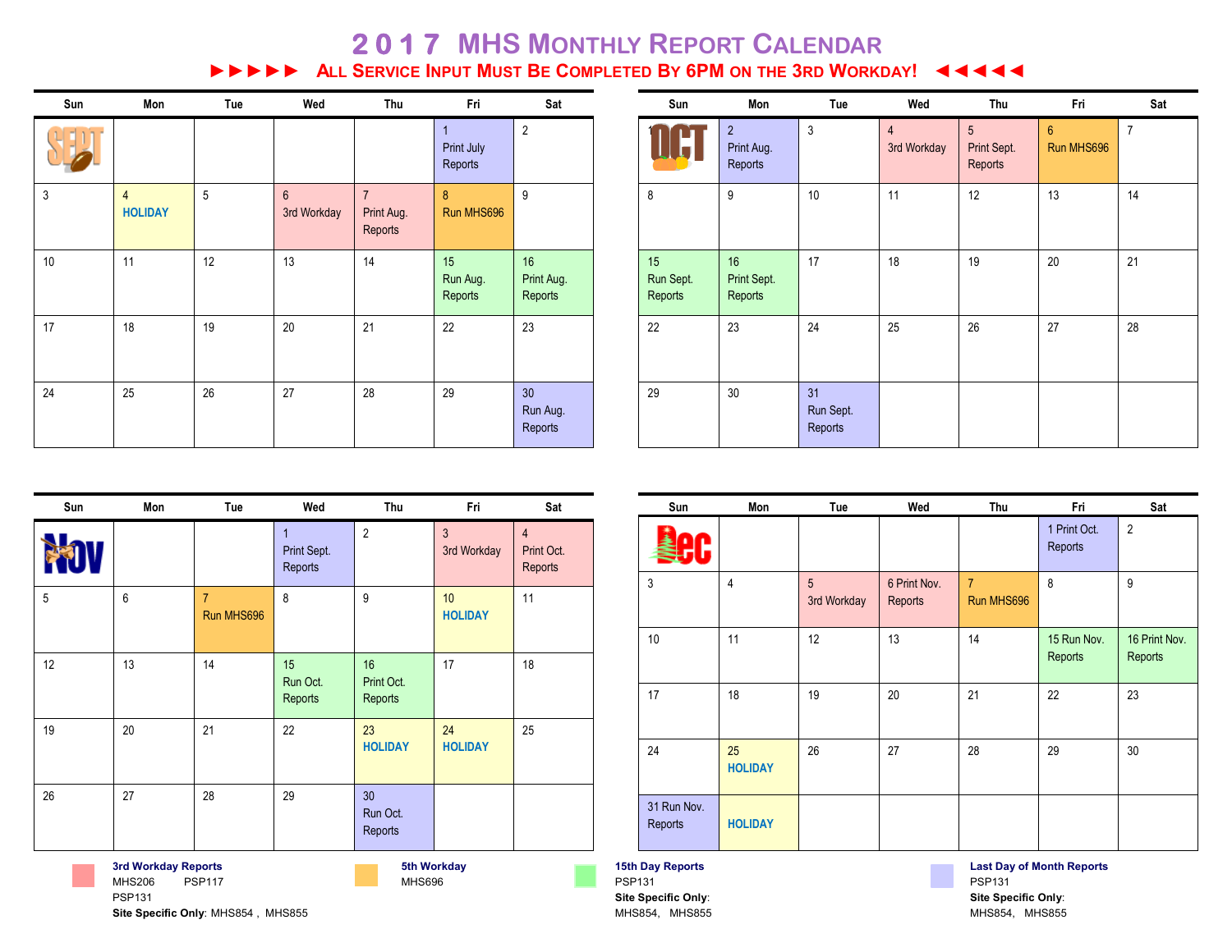# 2017 MHS Monthly Report Calendar

**►►►►► All Service Input Must Be Completed By 6PM on the 3rd Workday! ◄◄◄◄◄**

## September

| Sun | Mon | Tue | Wed | Thu | Fri | Sat |
| --- | --- | --- | --- | --- | --- | --- |
| SEPT | | | | | 1 Print July Reports | 2 |
| 3 | 4 HOLIDAY | 5 | 6 3rd Workday | 7 Print Aug. Reports | 8 Run MHS696 | 9 |
| 10 | 11 | 12 | 13 | 14 | 15 Run Aug. Reports | 16 Print Aug. Reports |
| 17 | 18 | 19 | 20 | 21 | 22 | 23 |
| 24 | 25 | 26 | 27 | 28 | 29 | 30 Run Aug. Reports |

## October

| Sun | Mon | Tue | Wed | Thu | Fri | Sat |
| --- | --- | --- | --- | --- | --- | --- |
| 1 OCT | 2 Print Aug. Reports | 3 | 4 3rd Workday | 5 Print Sept. Reports | 6 Run MHS696 | 7 |
| 8 | 9 | 10 | 11 | 12 | 13 | 14 |
| 15 Run Sept. Reports | 16 Print Sept. Reports | 17 | 18 | 19 | 20 | 21 |
| 22 | 23 | 24 | 25 | 26 | 27 | 28 |
| 29 | 30 | 31 Run Sept. Reports | | | | |

## November

| Sun | Mon | Tue | Wed | Thu | Fri | Sat |
| --- | --- | --- | --- | --- | --- | --- |
| NOV | | | 1 Print Sept. Reports | 2 | 3 3rd Workday | 4 Print Oct. Reports |
| 5 | 6 | 7 Run MHS696 | 8 | 9 | 10 HOLIDAY | 11 |
| 12 | 13 | 14 | 15 Run Oct. Reports | 16 Print Oct. Reports | 17 | 18 |
| 19 | 20 | 21 | 22 | 23 HOLIDAY | 24 HOLIDAY | 25 |
| 26 | 27 | 28 | 29 | 30 Run Oct. Reports | | |

## December

| Sun | Mon | Tue | Wed | Thu | Fri | Sat |
| --- | --- | --- | --- | --- | --- | --- |
| DEC | | | | | 1 Print Oct. Reports | 2 |
| 3 | 4 | 5 3rd Workday | 6 Print Nov. Reports | 7 Run MHS696 | 8 | 9 |
| 10 | 11 | 12 | 13 | 14 | 15 Run Nov. Reports | 16 Print Nov. Reports |
| 17 | 18 | 19 | 20 | 21 | 22 | 23 |
| 24 | 25 HOLIDAY | 26 | 27 | 28 | 29 | 30 |
| 31 Run Nov. Reports | HOLIDAY | | | | | |

## Legend

**3rd Workday Reports**
MHS206 PSP117
PSP131
**Site Specific Only**: MHS854 , MHS855

**5th Workday**
MHS696

**15th Day Reports**
PSP131
**Site Specific Only**:
MHS854, MHS855

**Last Day of Month Reports**
PSP131
**Site Specific Only**:
MHS854, MHS855